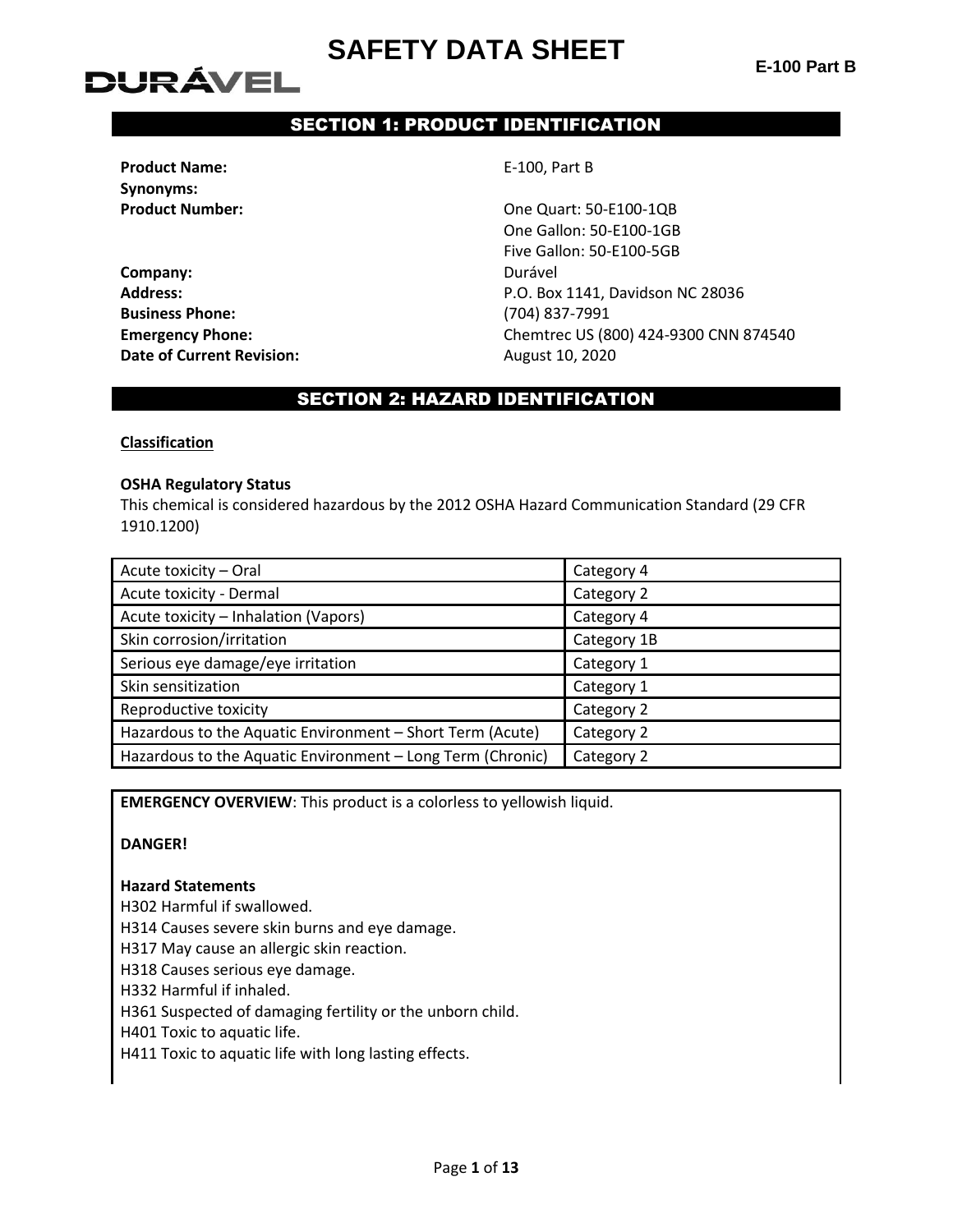# SAFETY DATA SHEET

**DURÁVEL**

**E-100 Part B**

## SECTION 1: PRODUCT IDENTIFICATION

**Product Name:** E-100, Part B

**Synonyms:**

**Product Number:** One Quart: 50-E100-1QB
One Gallon: 50-E100-1GB
Five Gallon: 50-E100-5GB

**Company:** Durável

**Address:** P.O. Box 1141, Davidson NC 28036

**Business Phone:** (704) 837-7991

**Emergency Phone:** Chemtrec US (800) 424-9300 CNN 874540

**Date of Current Revision:** August 10, 2020

## SECTION 2: HAZARD IDENTIFICATION

**Classification**

**OSHA Regulatory Status**

This chemical is considered hazardous by the 2012 OSHA Hazard Communication Standard (29 CFR 1910.1200)

| Hazard Class | Category |
|---|---|
| Acute toxicity – Oral | Category 4 |
| Acute toxicity - Dermal | Category 2 |
| Acute toxicity – Inhalation (Vapors) | Category 4 |
| Skin corrosion/irritation | Category 1B |
| Serious eye damage/eye irritation | Category 1 |
| Skin sensitization | Category 1 |
| Reproductive toxicity | Category 2 |
| Hazardous to the Aquatic Environment – Short Term (Acute) | Category 2 |
| Hazardous to the Aquatic Environment – Long Term (Chronic) | Category 2 |

**EMERGENCY OVERVIEW**: This product is a colorless to yellowish liquid.

**DANGER!**

**Hazard Statements**

H302 Harmful if swallowed.
H314 Causes severe skin burns and eye damage.
H317 May cause an allergic skin reaction.
H318 Causes serious eye damage.
H332 Harmful if inhaled.
H361 Suspected of damaging fertility or the unborn child.
H401 Toxic to aquatic life.
H411 Toxic to aquatic life with long lasting effects.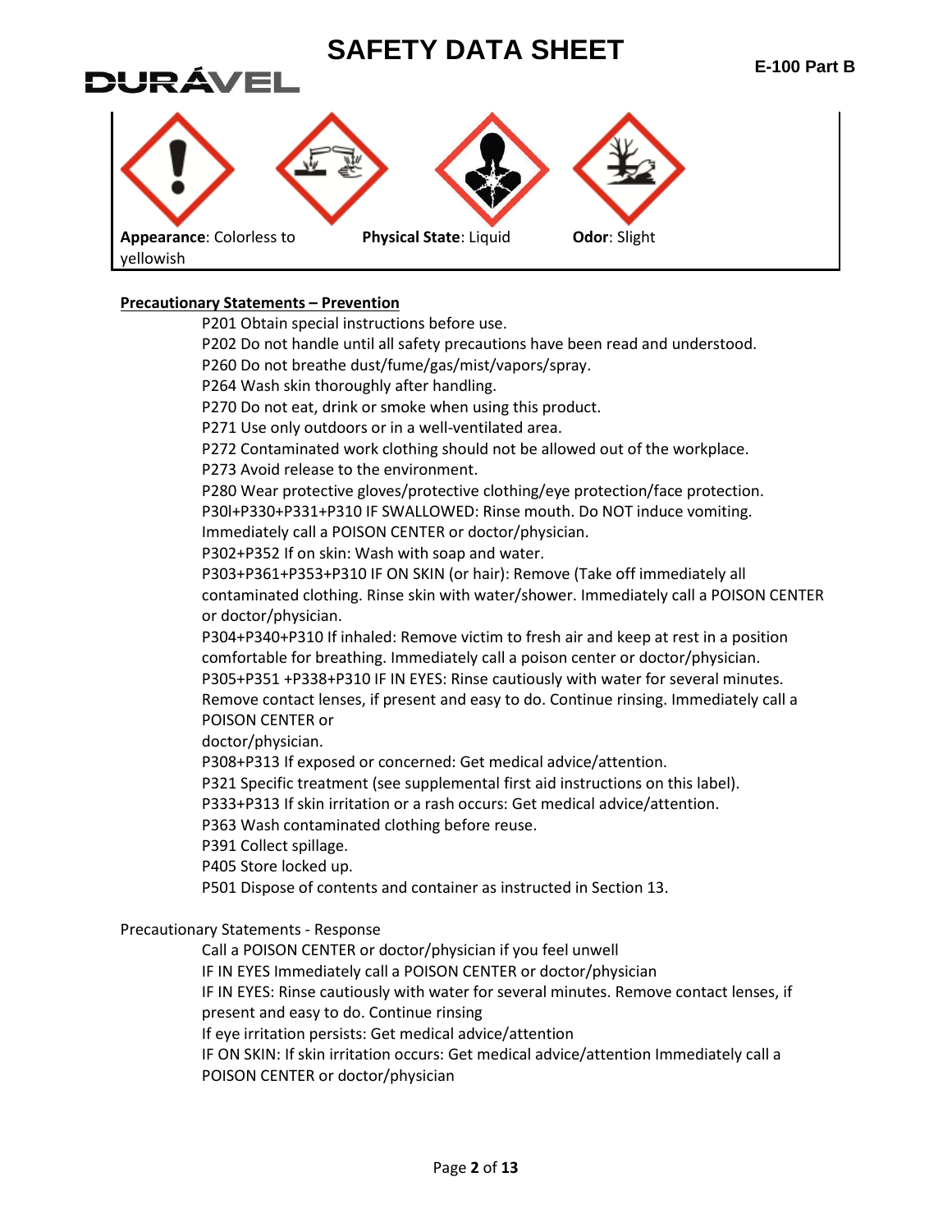# SAFETY DATA SHEET

**E-100 Part B**

**Appearance**: Colorless to yellowish | **Physical State**: Liquid | **Odor**: Slight

**Precautionary Statements – Prevention**

P201 Obtain special instructions before use.
P202 Do not handle until all safety precautions have been read and understood.
P260 Do not breathe dust/fume/gas/mist/vapors/spray.
P264 Wash skin thoroughly after handling.
P270 Do not eat, drink or smoke when using this product.
P271 Use only outdoors or in a well-ventilated area.
P272 Contaminated work clothing should not be allowed out of the workplace.
P273 Avoid release to the environment.
P280 Wear protective gloves/protective clothing/eye protection/face protection.
P30l+P330+P331+P310 IF SWALLOWED: Rinse mouth. Do NOT induce vomiting. Immediately call a POISON CENTER or doctor/physician.
P302+P352 If on skin: Wash with soap and water.
P303+P361+P353+P310 IF ON SKIN (or hair): Remove (Take off immediately all contaminated clothing. Rinse skin with water/shower. Immediately call a POISON CENTER or doctor/physician.
P304+P340+P310 If inhaled: Remove victim to fresh air and keep at rest in a position comfortable for breathing. Immediately call a poison center or doctor/physician.
P305+P351 +P338+P310 IF IN EYES: Rinse cautiously with water for several minutes. Remove contact lenses, if present and easy to do. Continue rinsing. Immediately call a POISON CENTER or doctor/physician.
P308+P313 If exposed or concerned: Get medical advice/attention.
P321 Specific treatment (see supplemental first aid instructions on this label).
P333+P313 If skin irritation or a rash occurs: Get medical advice/attention.
P363 Wash contaminated clothing before reuse.
P391 Collect spillage.
P405 Store locked up.
P501 Dispose of contents and container as instructed in Section 13.

Precautionary Statements - Response

Call a POISON CENTER or doctor/physician if you feel unwell
IF IN EYES Immediately call a POISON CENTER or doctor/physician
IF IN EYES: Rinse cautiously with water for several minutes. Remove contact lenses, if present and easy to do. Continue rinsing
If eye irritation persists: Get medical advice/attention
IF ON SKIN: If skin irritation occurs: Get medical advice/attention Immediately call a POISON CENTER or doctor/physician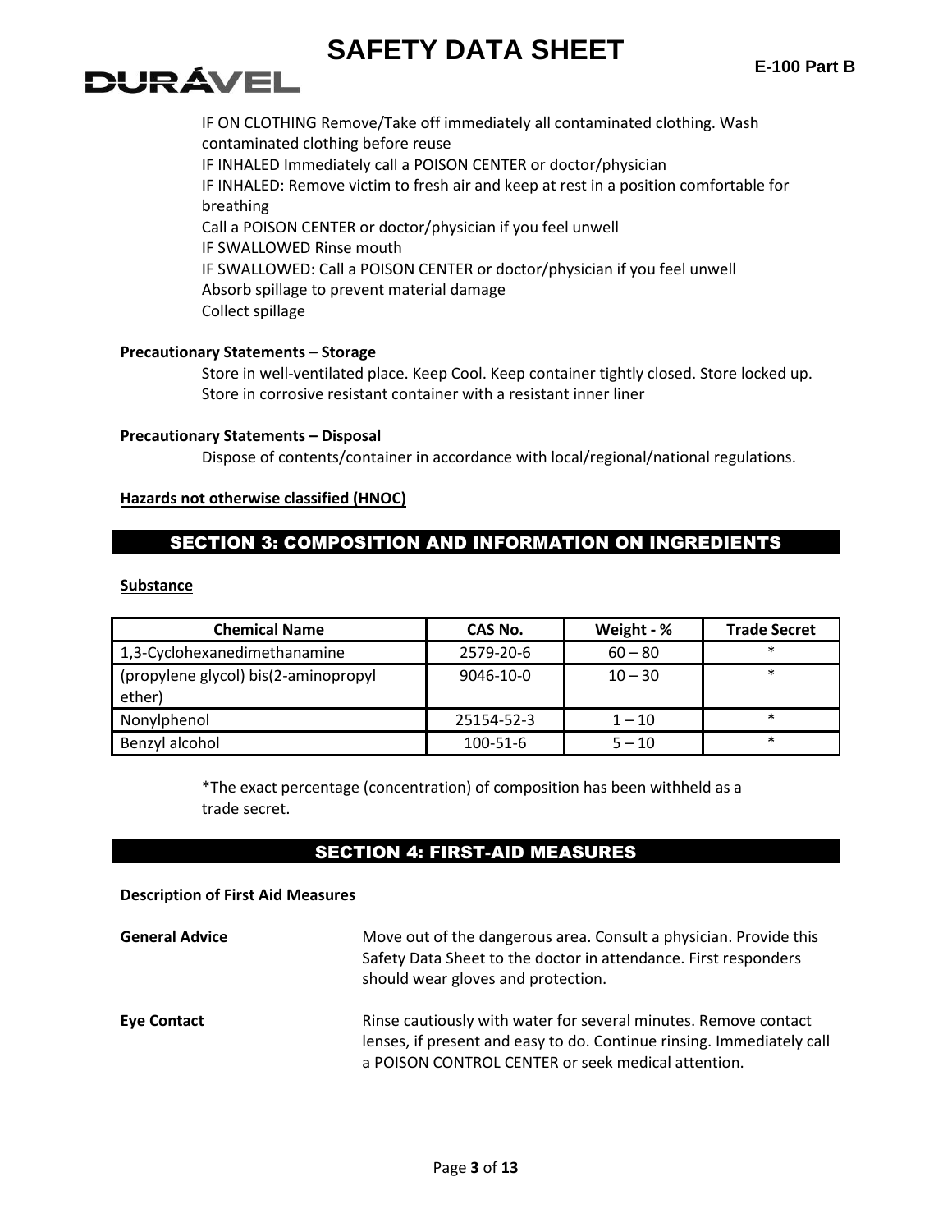IF ON CLOTHING Remove/Take off immediately all contaminated clothing. Wash contaminated clothing before reuse
IF INHALED Immediately call a POISON CENTER or doctor/physician
IF INHALED: Remove victim to fresh air and keep at rest in a position comfortable for breathing
Call a POISON CENTER or doctor/physician if you feel unwell
IF SWALLOWED Rinse mouth
IF SWALLOWED: Call a POISON CENTER or doctor/physician if you feel unwell
Absorb spillage to prevent material damage
Collect spillage

**Precautionary Statements – Storage**

Store in well-ventilated place. Keep Cool. Keep container tightly closed. Store locked up. Store in corrosive resistant container with a resistant inner liner

**Precautionary Statements – Disposal**

Dispose of contents/container in accordance with local/regional/national regulations.

**Hazards not otherwise classified (HNOC)**

## SECTION 3: COMPOSITION AND INFORMATION ON INGREDIENTS

**Substance**

| Chemical Name | CAS No. | Weight - % | Trade Secret |
|---|---|---|---|
| 1,3-Cyclohexanedimethanamine | 2579-20-6 | 60 – 80 | * |
| (propylene glycol) bis(2-aminopropyl ether) | 9046-10-0 | 10 – 30 | * |
| Nonylphenol | 25154-52-3 | 1 – 10 | * |
| Benzyl alcohol | 100-51-6 | 5 – 10 | * |

*The exact percentage (concentration) of composition has been withheld as a trade secret.

## SECTION 4: FIRST-AID MEASURES

**Description of First Aid Measures**

**General Advice** Move out of the dangerous area. Consult a physician. Provide this Safety Data Sheet to the doctor in attendance. First responders should wear gloves and protection.

**Eye Contact** Rinse cautiously with water for several minutes. Remove contact lenses, if present and easy to do. Continue rinsing. Immediately call a POISON CONTROL CENTER or seek medical attention.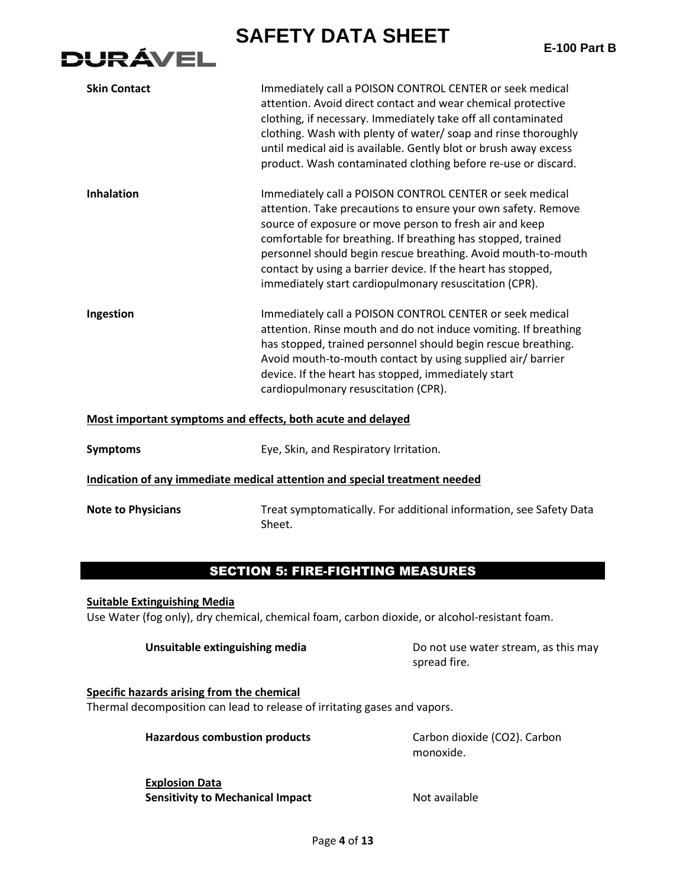**Skin Contact** — Immediately call a POISON CONTROL CENTER or seek medical attention. Avoid direct contact and wear chemical protective clothing, if necessary. Immediately take off all contaminated clothing. Wash with plenty of water/ soap and rinse thoroughly until medical aid is available. Gently blot or brush away excess product. Wash contaminated clothing before re-use or discard.

**Inhalation** — Immediately call a POISON CONTROL CENTER or seek medical attention. Take precautions to ensure your own safety. Remove source of exposure or move person to fresh air and keep comfortable for breathing. If breathing has stopped, trained personnel should begin rescue breathing. Avoid mouth-to-mouth contact by using a barrier device. If the heart has stopped, immediately start cardiopulmonary resuscitation (CPR).

**Ingestion** — Immediately call a POISON CONTROL CENTER or seek medical attention. Rinse mouth and do not induce vomiting. If breathing has stopped, trained personnel should begin rescue breathing. Avoid mouth-to-mouth contact by using supplied air/ barrier device. If the heart has stopped, immediately start cardiopulmonary resuscitation (CPR).

**Most important symptoms and effects, both acute and delayed**

**Symptoms** — Eye, Skin, and Respiratory Irritation.

**Indication of any immediate medical attention and special treatment needed**

**Note to Physicians** — Treat symptomatically. For additional information, see Safety Data Sheet.

## SECTION 5: FIRE-FIGHTING MEASURES

**Suitable Extinguishing Media**

Use Water (fog only), dry chemical, chemical foam, carbon dioxide, or alcohol-resistant foam.

**Unsuitable extinguishing media** — Do not use water stream, as this may spread fire.

**Specific hazards arising from the chemical**

Thermal decomposition can lead to release of irritating gases and vapors.

**Hazardous combustion products** — Carbon dioxide ($CO_2$). Carbon monoxide.

**Explosion Data**

**Sensitivity to Mechanical Impact** — Not available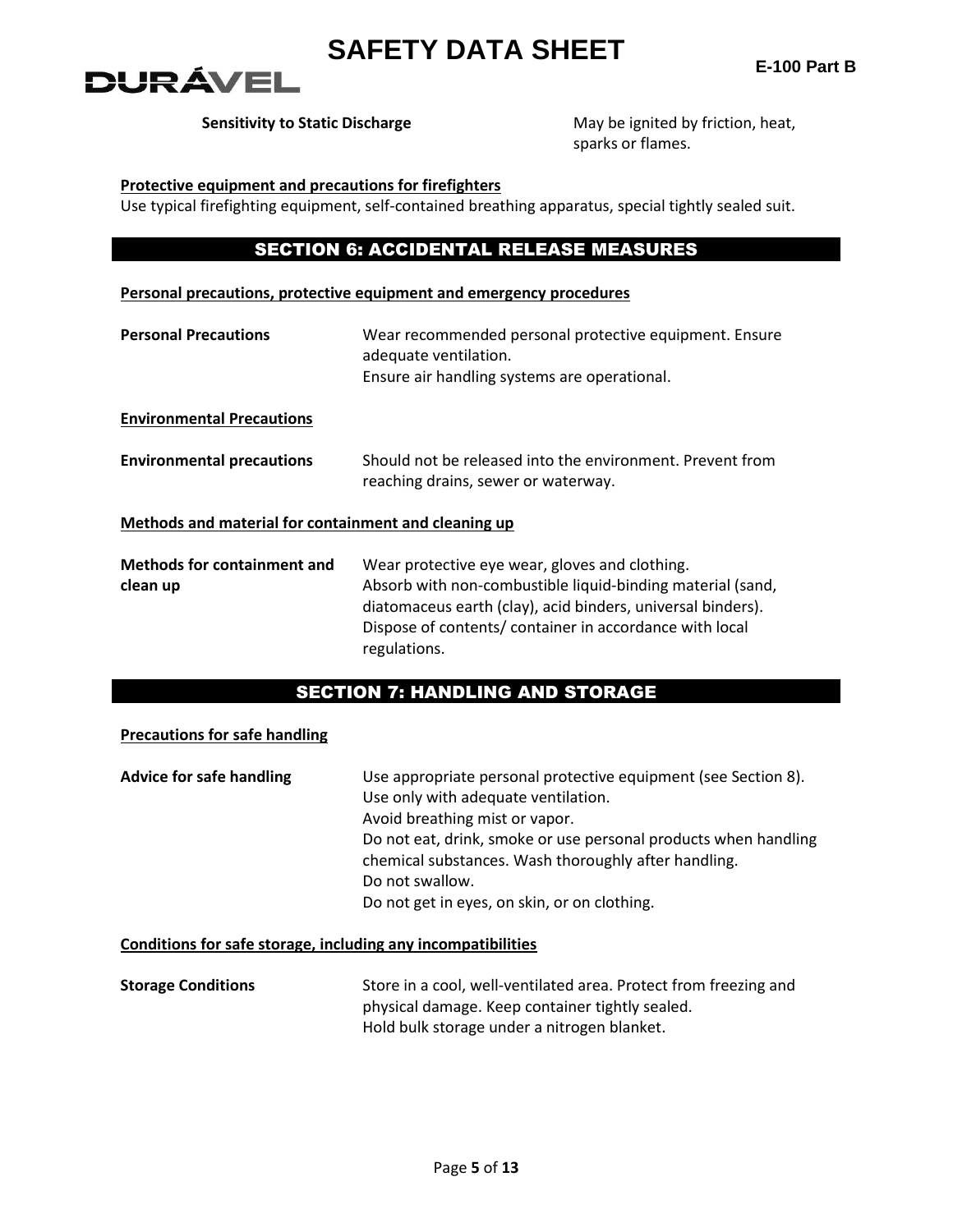**Sensitivity to Static Discharge** May be ignited by friction, heat, sparks or flames.

**Protective equipment and precautions for firefighters**

Use typical firefighting equipment, self-contained breathing apparatus, special tightly sealed suit.

## SECTION 6: ACCIDENTAL RELEASE MEASURES

**Personal precautions, protective equipment and emergency procedures**

**Personal Precautions**

Wear recommended personal protective equipment. Ensure adequate ventilation.
Ensure air handling systems are operational.

**Environmental Precautions**

**Environmental precautions**

Should not be released into the environment. Prevent from reaching drains, sewer or waterway.

**Methods and material for containment and cleaning up**

**Methods for containment and clean up**

Wear protective eye wear, gloves and clothing.
Absorb with non-combustible liquid-binding material (sand, diatomaceus earth (clay), acid binders, universal binders).
Dispose of contents/ container in accordance with local regulations.

## SECTION 7: HANDLING AND STORAGE

**Precautions for safe handling**

**Advice for safe handling**

Use appropriate personal protective equipment (see Section 8).
Use only with adequate ventilation.
Avoid breathing mist or vapor.
Do not eat, drink, smoke or use personal products when handling chemical substances. Wash thoroughly after handling.
Do not swallow.
Do not get in eyes, on skin, or on clothing.

**Conditions for safe storage, including any incompatibilities**

**Storage Conditions**

Store in a cool, well-ventilated area. Protect from freezing and physical damage. Keep container tightly sealed.
Hold bulk storage under a nitrogen blanket.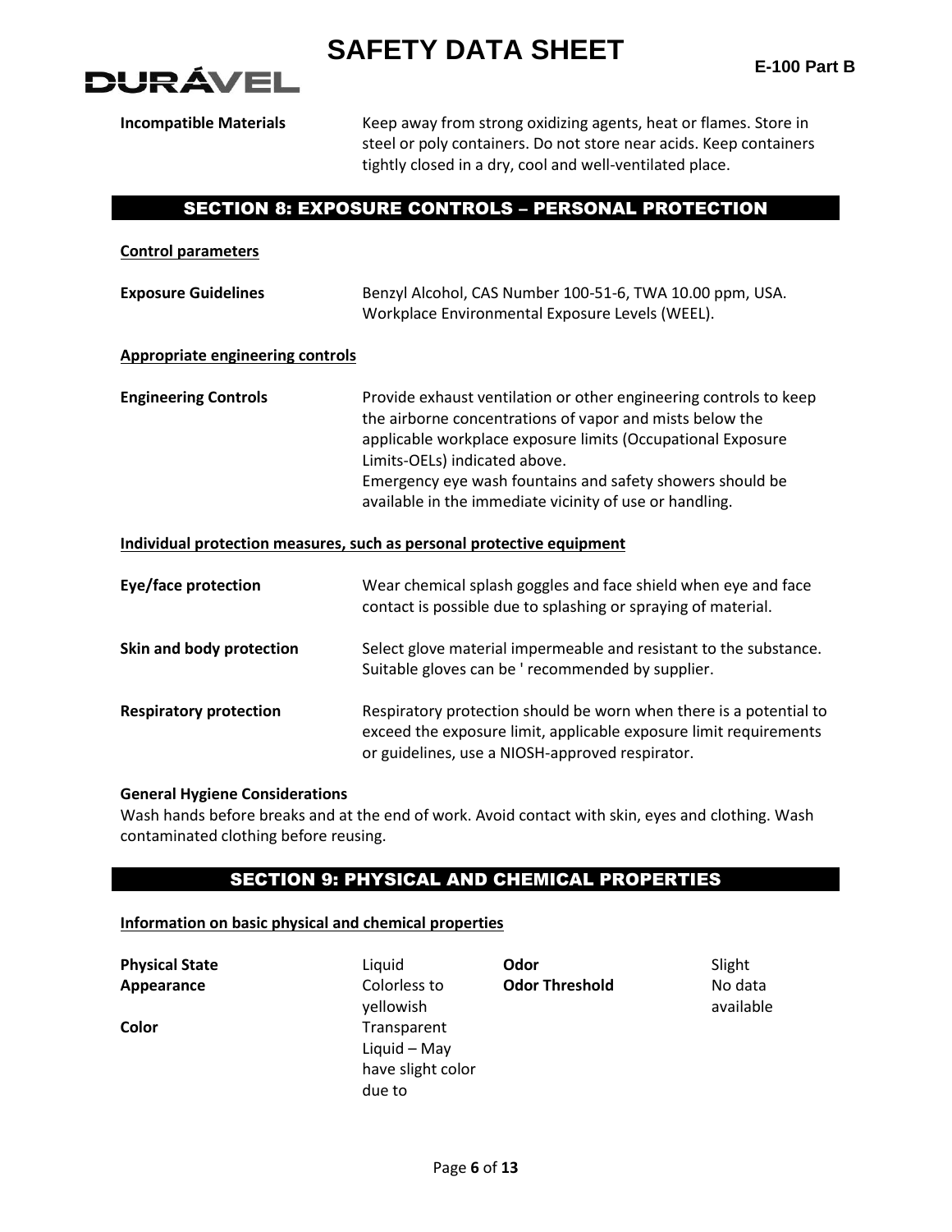| | |
|---|---|
| **Incompatible Materials** | Keep away from strong oxidizing agents, heat or flames. Store in steel or poly containers. Do not store near acids. Keep containers tightly closed in a dry, cool and well-ventilated place. |

## SECTION 8: EXPOSURE CONTROLS – PERSONAL PROTECTION

**Control parameters**

| | |
|---|---|
| **Exposure Guidelines** | Benzyl Alcohol, CAS Number 100-51-6, TWA 10.00 ppm, USA. Workplace Environmental Exposure Levels (WEEL). |

**Appropriate engineering controls**

| | |
|---|---|
| **Engineering Controls** | Provide exhaust ventilation or other engineering controls to keep the airborne concentrations of vapor and mists below the applicable workplace exposure limits (Occupational Exposure Limits-OELs) indicated above.<br>Emergency eye wash fountains and safety showers should be available in the immediate vicinity of use or handling. |

**Individual protection measures, such as personal protective equipment**

| | |
|---|---|
| **Eye/face protection** | Wear chemical splash goggles and face shield when eye and face contact is possible due to splashing or spraying of material. |
| **Skin and body protection** | Select glove material impermeable and resistant to the substance. Suitable gloves can be ' recommended by supplier. |
| **Respiratory protection** | Respiratory protection should be worn when there is a potential to exceed the exposure limit, applicable exposure limit requirements or guidelines, use a NIOSH-approved respirator. |

**General Hygiene Considerations**

Wash hands before breaks and at the end of work. Avoid contact with skin, eyes and clothing. Wash contaminated clothing before reusing.

## SECTION 9: PHYSICAL AND CHEMICAL PROPERTIES

**Information on basic physical and chemical properties**

| | | | |
|---|---|---|---|
| **Physical State** | Liquid | **Odor** | Slight |
| **Appearance** | Colorless to yellowish | **Odor Threshold** | No data available |
| **Color** | Transparent Liquid – May have slight color due to | | |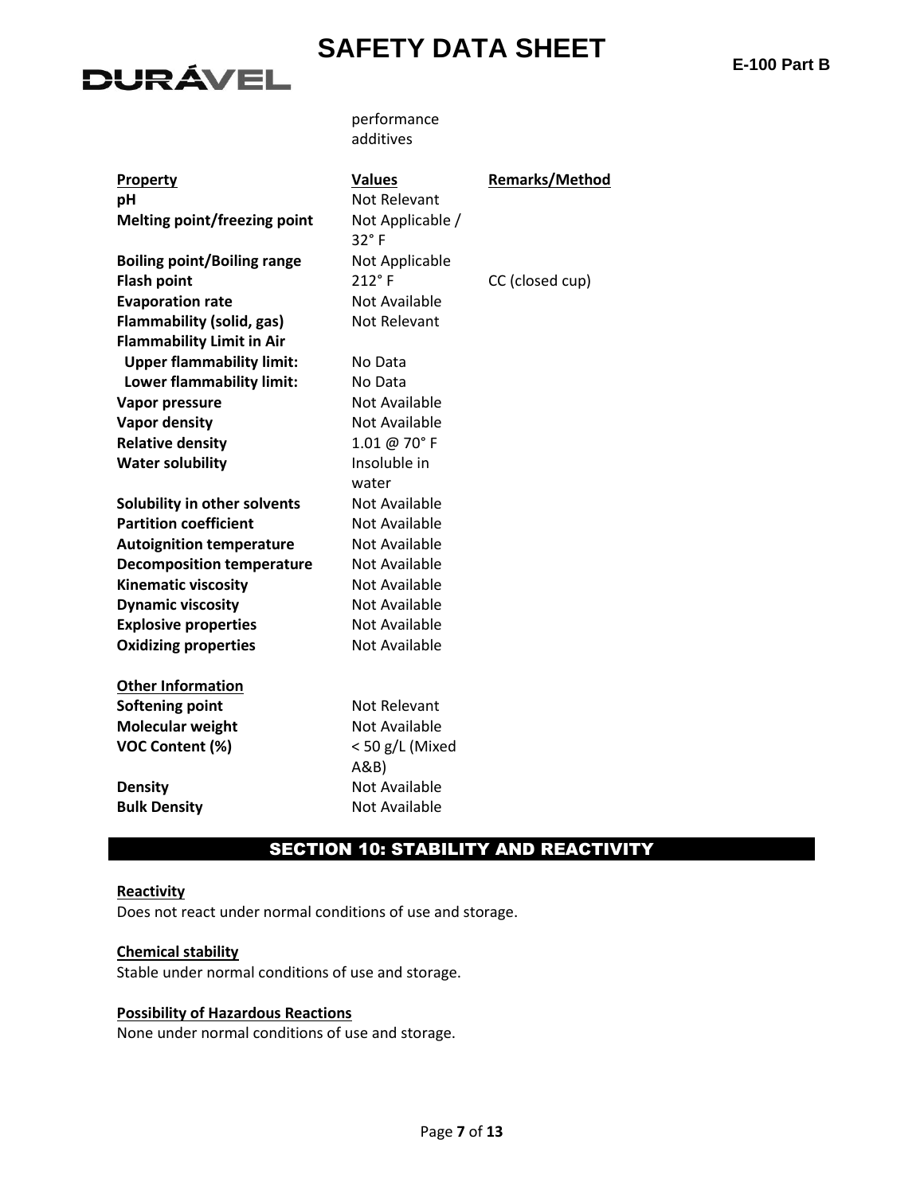performance additives

| Property | Values | Remarks/Method |
| --- | --- | --- |
| **pH** | Not Relevant | |
| **Melting point/freezing point** | Not Applicable / 32° F | |
| **Boiling point/Boiling range** | Not Applicable | |
| **Flash point** | 212° F | CC (closed cup) |
| **Evaporation rate** | Not Available | |
| **Flammability (solid, gas)** | Not Relevant | |
| **Flammability Limit in Air** | | |
| **Upper flammability limit:** | No Data | |
| **Lower flammability limit:** | No Data | |
| **Vapor pressure** | Not Available | |
| **Vapor density** | Not Available | |
| **Relative density** | 1.01 @ 70° F | |
| **Water solubility** | Insoluble in water | |
| **Solubility in other solvents** | Not Available | |
| **Partition coefficient** | Not Available | |
| **Autoignition temperature** | Not Available | |
| **Decomposition temperature** | Not Available | |
| **Kinematic viscosity** | Not Available | |
| **Dynamic viscosity** | Not Available | |
| **Explosive properties** | Not Available | |
| **Oxidizing properties** | Not Available | |

**Other Information**

| | |
| --- | --- |
| **Softening point** | Not Relevant |
| **Molecular weight** | Not Available |
| **VOC Content (%)** | < 50 g/L (Mixed A&B) |
| **Density** | Not Available |
| **Bulk Density** | Not Available |

## SECTION 10: STABILITY AND REACTIVITY

**Reactivity**

Does not react under normal conditions of use and storage.

**Chemical stability**

Stable under normal conditions of use and storage.

**Possibility of Hazardous Reactions**

None under normal conditions of use and storage.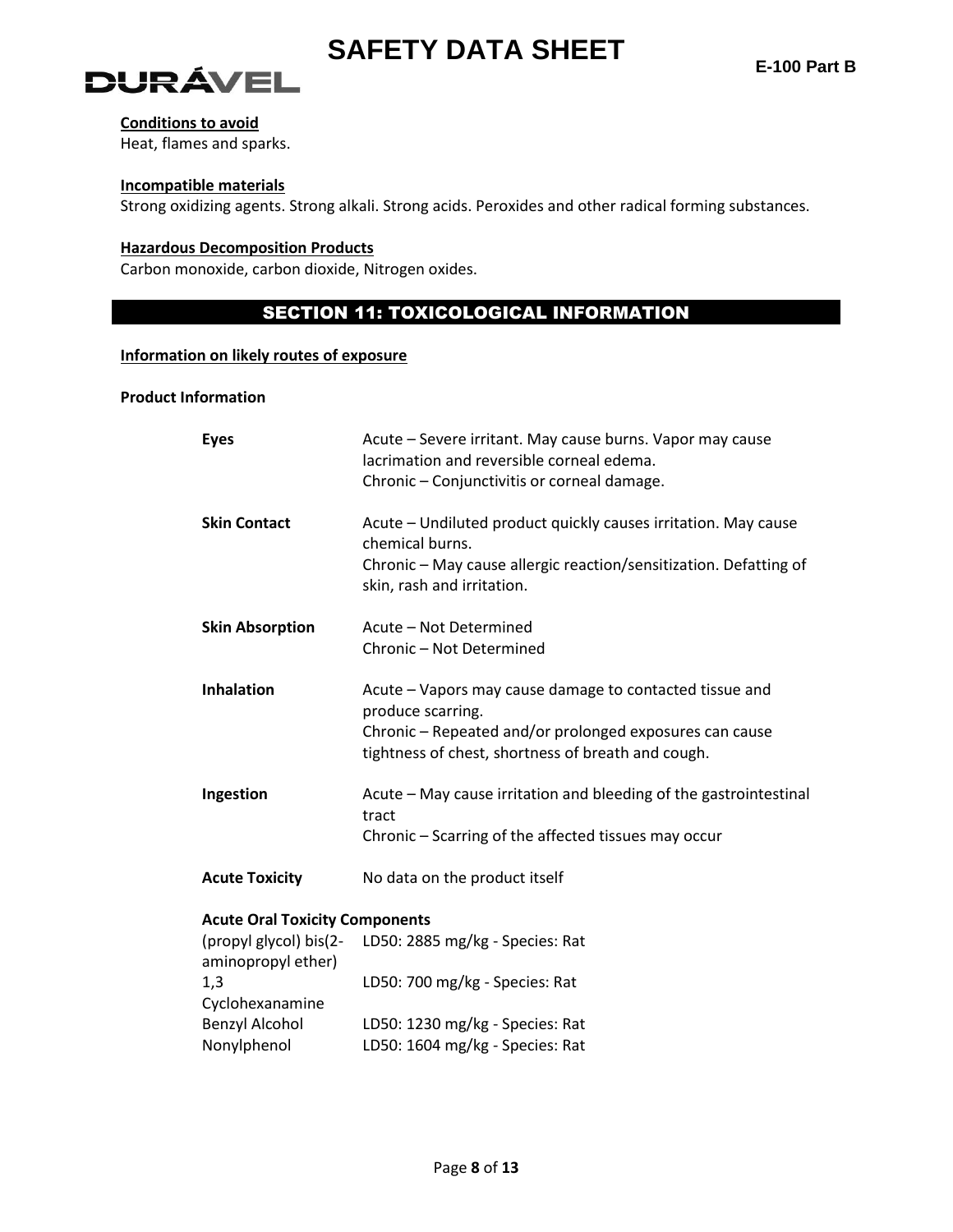**Conditions to avoid**

Heat, flames and sparks.

**Incompatible materials**

Strong oxidizing agents. Strong alkali. Strong acids. Peroxides and other radical forming substances.

**Hazardous Decomposition Products**

Carbon monoxide, carbon dioxide, Nitrogen oxides.

## SECTION 11: TOXICOLOGICAL INFORMATION

**Information on likely routes of exposure**

**Product Information**

| | |
|---|---|
| **Eyes** | Acute – Severe irritant. May cause burns. Vapor may cause lacrimation and reversible corneal edema.<br>Chronic – Conjunctivitis or corneal damage. |
| **Skin Contact** | Acute – Undiluted product quickly causes irritation. May cause chemical burns.<br>Chronic – May cause allergic reaction/sensitization. Defatting of skin, rash and irritation. |
| **Skin Absorption** | Acute – Not Determined<br>Chronic – Not Determined |
| **Inhalation** | Acute – Vapors may cause damage to contacted tissue and produce scarring.<br>Chronic – Repeated and/or prolonged exposures can cause tightness of chest, shortness of breath and cough. |
| **Ingestion** | Acute – May cause irritation and bleeding of the gastrointestinal tract<br>Chronic – Scarring of the affected tissues may occur |
| **Acute Toxicity** | No data on the product itself |

**Acute Oral Toxicity Components**

| | |
|---|---|
| (propyl glycol) bis(2-aminopropyl ether) | LD50: 2885 mg/kg - Species: Rat |
| 1,3 Cyclohexanamine | LD50: 700 mg/kg - Species: Rat |
| Benzyl Alcohol | LD50: 1230 mg/kg - Species: Rat |
| Nonylphenol | LD50: 1604 mg/kg - Species: Rat |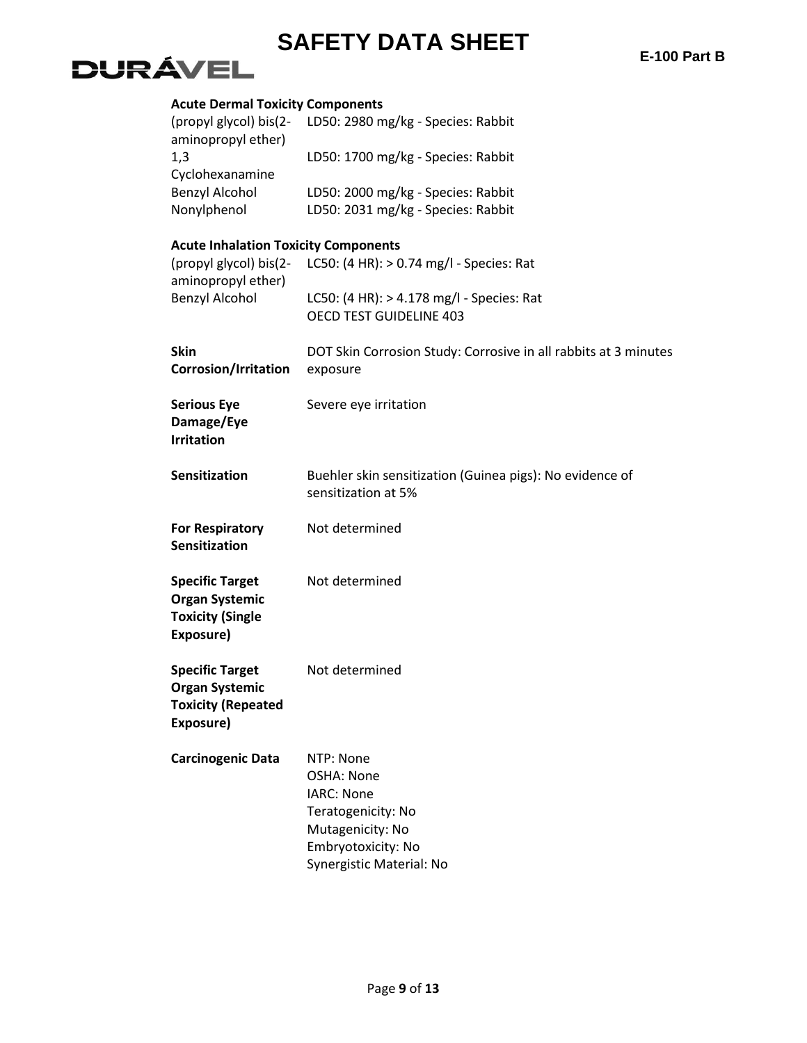**Acute Dermal Toxicity Components**

| | |
|---|---|
| (propyl glycol) bis(2-aminopropyl ether) | LD50: 2980 mg/kg - Species: Rabbit |
| 1,3 Cyclohexanamine | LD50: 1700 mg/kg - Species: Rabbit |
| Benzyl Alcohol | LD50: 2000 mg/kg - Species: Rabbit |
| Nonylphenol | LD50: 2031 mg/kg - Species: Rabbit |

**Acute Inhalation Toxicity Components**

| | |
|---|---|
| (propyl glycol) bis(2-aminopropyl ether) | LC50: (4 HR): > 0.74 mg/l - Species: Rat |
| Benzyl Alcohol | LC50: (4 HR): > 4.178 mg/l - Species: Rat<br>OECD TEST GUIDELINE 403 |

| | |
|---|---|
| **Skin Corrosion/Irritation** | DOT Skin Corrosion Study: Corrosive in all rabbits at 3 minutes exposure |
| **Serious Eye Damage/Eye Irritation** | Severe eye irritation |
| **Sensitization** | Buehler skin sensitization (Guinea pigs): No evidence of sensitization at 5% |
| **For Respiratory Sensitization** | Not determined |
| **Specific Target Organ Systemic Toxicity (Single Exposure)** | Not determined |
| **Specific Target Organ Systemic Toxicity (Repeated Exposure)** | Not determined |
| **Carcinogenic Data** | NTP: None<br>OSHA: None<br>IARC: None<br>Teratogenicity: No<br>Mutagenicity: No<br>Embryotoxicity: No<br>Synergistic Material: No |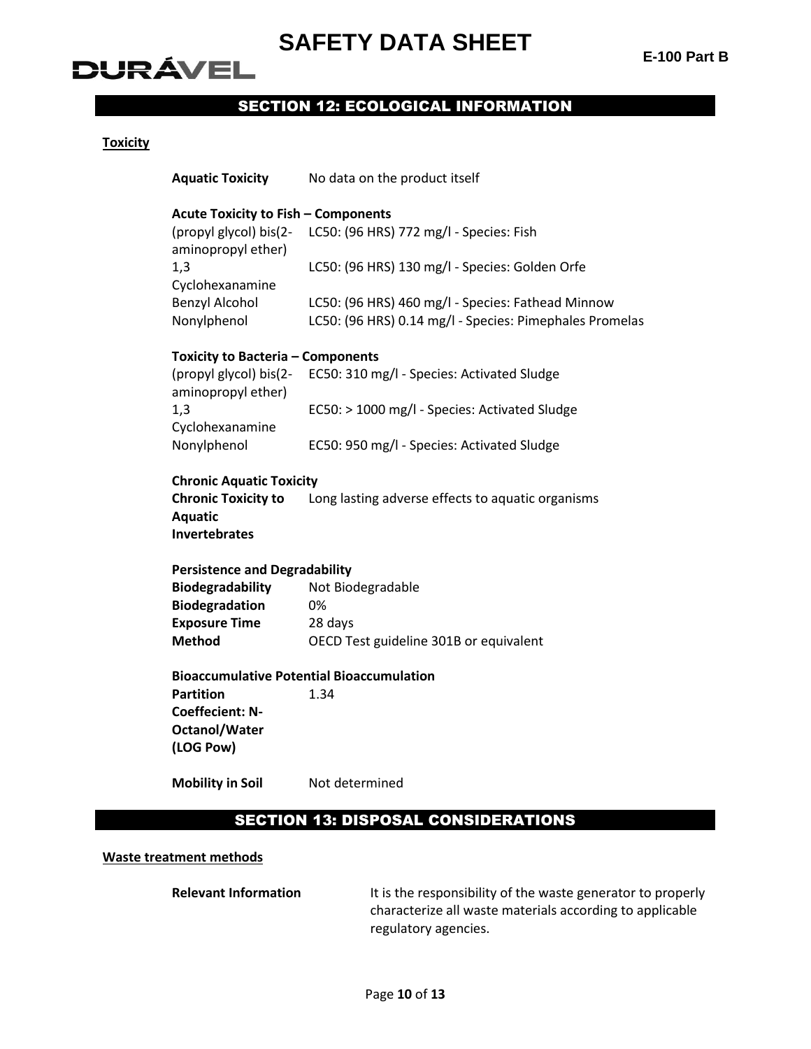## SECTION 12: ECOLOGICAL INFORMATION

**Toxicity**

| | |
|---|---|
| **Aquatic Toxicity** | No data on the product itself |

**Acute Toxicity to Fish – Components**

| | |
|---|---|
| (propyl glycol) bis(2-aminopropyl ether) | LC50: (96 HRS) 772 mg/l - Species: Fish |
| 1,3 Cyclohexanamine | LC50: (96 HRS) 130 mg/l - Species: Golden Orfe |
| Benzyl Alcohol | LC50: (96 HRS) 460 mg/l - Species: Fathead Minnow |
| Nonylphenol | LC50: (96 HRS) 0.14 mg/l - Species: Pimephales Promelas |

**Toxicity to Bacteria – Components**

| | |
|---|---|
| (propyl glycol) bis(2-aminopropyl ether) | EC50: 310 mg/l - Species: Activated Sludge |
| 1,3 Cyclohexanamine | EC50: > 1000 mg/l - Species: Activated Sludge |
| Nonylphenol | EC50: 950 mg/l - Species: Activated Sludge |

**Chronic Aquatic Toxicity**

| | |
|---|---|
| **Chronic Toxicity to Aquatic Invertebrates** | Long lasting adverse effects to aquatic organisms |

**Persistence and Degradability**

| | |
|---|---|
| **Biodegradability** | Not Biodegradable |
| **Biodegradation** | 0% |
| **Exposure Time** | 28 days |
| **Method** | OECD Test guideline 301B or equivalent |

**Bioaccumulative Potential Bioaccumulation**

| | |
|---|---|
| **Partition Coeffecient: N-Octanol/Water (LOG Pow)** | 1.34 |

| | |
|---|---|
| **Mobility in Soil** | Not determined |

## SECTION 13: DISPOSAL CONSIDERATIONS

**Waste treatment methods**

| | |
|---|---|
| **Relevant Information** | It is the responsibility of the waste generator to properly characterize all waste materials according to applicable regulatory agencies. |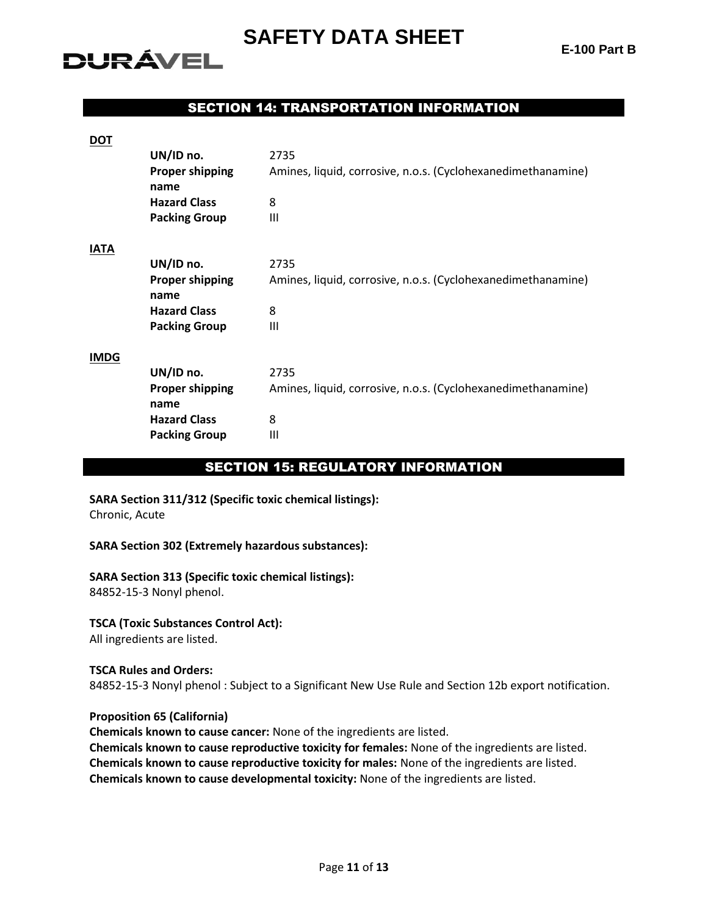## SECTION 14: TRANSPORTATION INFORMATION

**DOT**

| | |
|---|---|
| **UN/ID no.** | 2735 |
| **Proper shipping name** | Amines, liquid, corrosive, n.o.s. (Cyclohexanedimethanamine) |
| **Hazard Class** | 8 |
| **Packing Group** | III |

**IATA**

| | |
|---|---|
| **UN/ID no.** | 2735 |
| **Proper shipping name** | Amines, liquid, corrosive, n.o.s. (Cyclohexanedimethanamine) |
| **Hazard Class** | 8 |
| **Packing Group** | III |

**IMDG**

| | |
|---|---|
| **UN/ID no.** | 2735 |
| **Proper shipping name** | Amines, liquid, corrosive, n.o.s. (Cyclohexanedimethanamine) |
| **Hazard Class** | 8 |
| **Packing Group** | III |

## SECTION 15: REGULATORY INFORMATION

**SARA Section 311/312 (Specific toxic chemical listings):**
Chronic, Acute

**SARA Section 302 (Extremely hazardous substances):**

**SARA Section 313 (Specific toxic chemical listings):**
84852-15-3 Nonyl phenol.

**TSCA (Toxic Substances Control Act):**
All ingredients are listed.

**TSCA Rules and Orders:**
84852-15-3 Nonyl phenol : Subject to a Significant New Use Rule and Section 12b export notification.

**Proposition 65 (California)**
**Chemicals known to cause cancer:** None of the ingredients are listed.
**Chemicals known to cause reproductive toxicity for females:** None of the ingredients are listed.
**Chemicals known to cause reproductive toxicity for males:** None of the ingredients are listed.
**Chemicals known to cause developmental toxicity:** None of the ingredients are listed.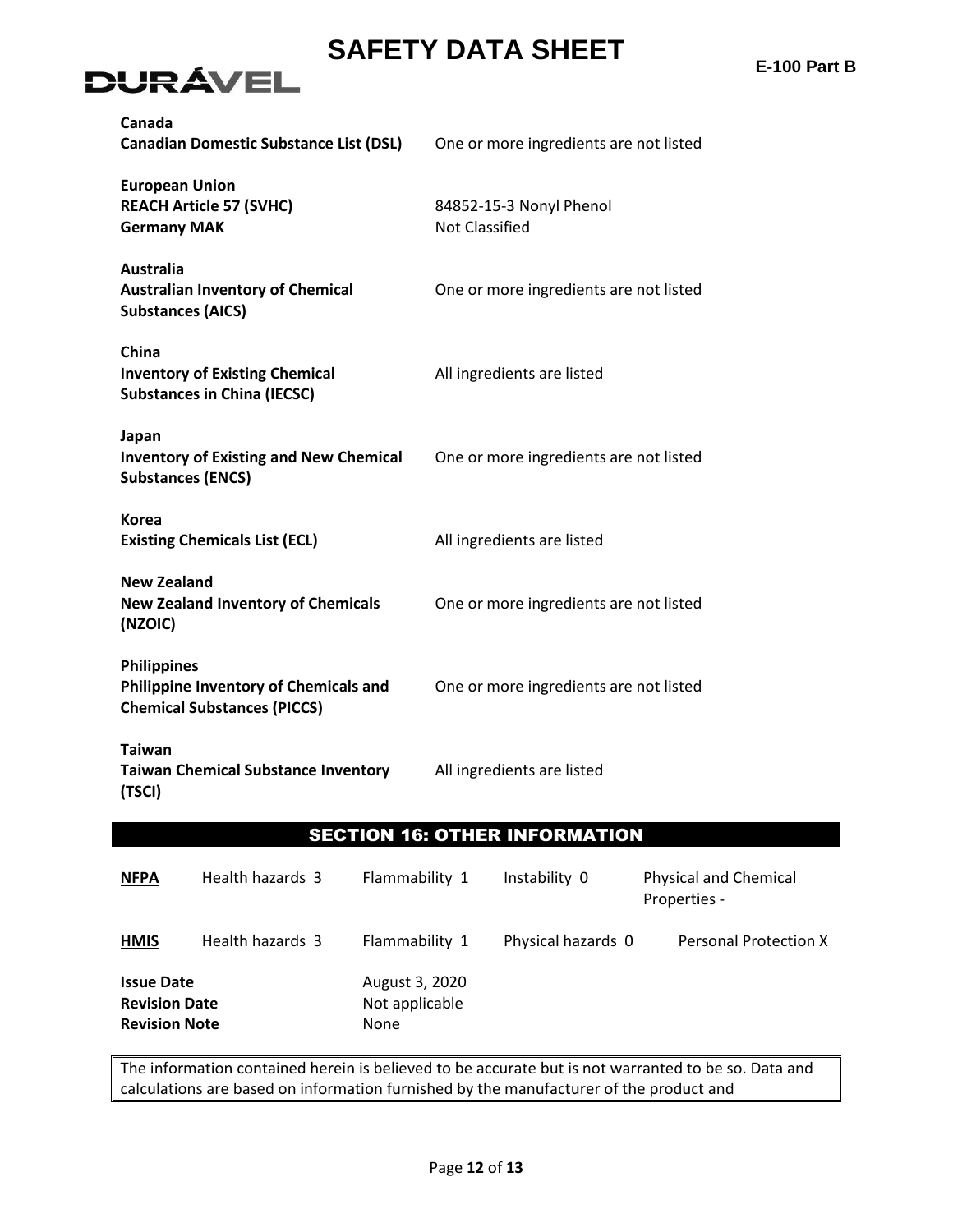**Canada**

| | |
|---|---|
| **Canadian Domestic Substance List (DSL)** | One or more ingredients are not listed |

**European Union**

| | |
|---|---|
| **REACH Article 57 (SVHC)** | 84852-15-3 Nonyl Phenol |
| **Germany MAK** | Not Classified |

**Australia**

| | |
|---|---|
| **Australian Inventory of Chemical Substances (AICS)** | One or more ingredients are not listed |

**China**

| | |
|---|---|
| **Inventory of Existing Chemical Substances in China (IECSC)** | All ingredients are listed |

**Japan**

| | |
|---|---|
| **Inventory of Existing and New Chemical Substances (ENCS)** | One or more ingredients are not listed |

**Korea**

| | |
|---|---|
| **Existing Chemicals List (ECL)** | All ingredients are listed |

**New Zealand**

| | |
|---|---|
| **New Zealand Inventory of Chemicals (NZOIC)** | One or more ingredients are not listed |

**Philippines**

| | |
|---|---|
| **Philippine Inventory of Chemicals and Chemical Substances (PICCS)** | One or more ingredients are not listed |

**Taiwan**

| | |
|---|---|
| **Taiwan Chemical Substance Inventory (TSCI)** | All ingredients are listed |

## SECTION 16: OTHER INFORMATION

| | | | | |
|---|---|---|---|---|
| **NFPA** | Health hazards 3 | Flammability 1 | Instability 0 | Physical and Chemical Properties - |
| **HMIS** | Health hazards 3 | Flammability 1 | Physical hazards 0 | Personal Protection X |

| | |
|---|---|
| **Issue Date** | August 3, 2020 |
| **Revision Date** | Not applicable |
| **Revision Note** | None |

The information contained herein is believed to be accurate but is not warranted to be so. Data and calculations are based on information furnished by the manufacturer of the product and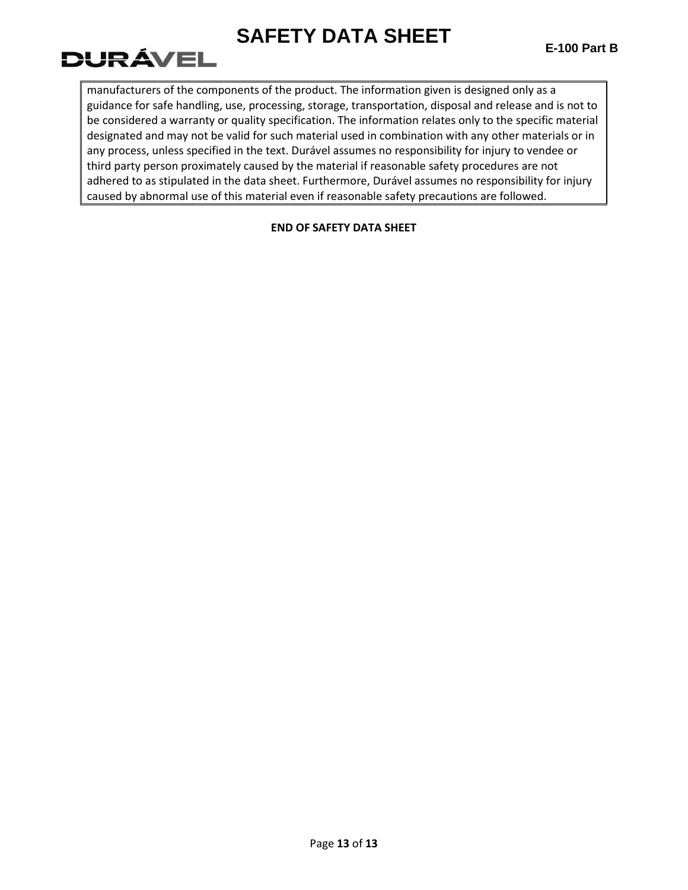manufacturers of the components of the product. The information given is designed only as a guidance for safe handling, use, processing, storage, transportation, disposal and release and is not to be considered a warranty or quality specification. The information relates only to the specific material designated and may not be valid for such material used in combination with any other materials or in any process, unless specified in the text. Durável assumes no responsibility for injury to vendee or third party person proximately caused by the material if reasonable safety procedures are not adhered to as stipulated in the data sheet. Furthermore, Durável assumes no responsibility for injury caused by abnormal use of this material even if reasonable safety precautions are followed.

**END OF SAFETY DATA SHEET**